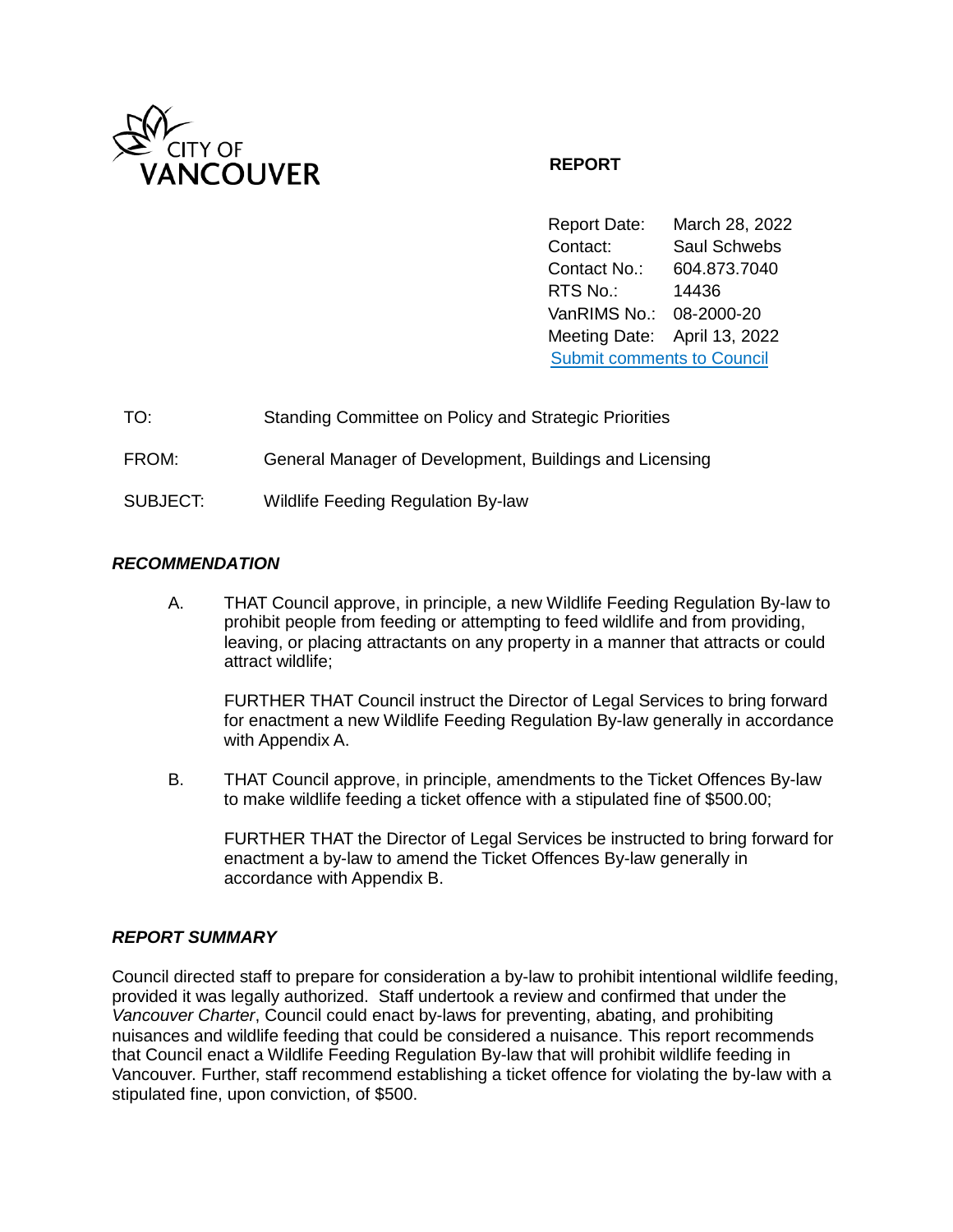CITY OF VANCOUVER

**REPORT**

| | |
|---|---|
| Report Date: | March 28, 2022 |
| Contact: | Saul Schwebs |
| Contact No.: | 604.873.7040 |
| RTS No.: | 14436 |
| VanRIMS No.: | 08-2000-20 |
| Meeting Date: | April 13, 2022 |

[Submit comments to Council]

| | |
|---|---|
| TO: | Standing Committee on Policy and Strategic Priorities |
| FROM: | General Manager of Development, Buildings and Licensing |
| SUBJECT: | Wildlife Feeding Regulation By-law |

## *RECOMMENDATION*

A. THAT Council approve, in principle, a new Wildlife Feeding Regulation By-law to prohibit people from feeding or attempting to feed wildlife and from providing, leaving, or placing attractants on any property in a manner that attracts or could attract wildlife;

FURTHER THAT Council instruct the Director of Legal Services to bring forward for enactment a new Wildlife Feeding Regulation By-law generally in accordance with Appendix A.

B. THAT Council approve, in principle, amendments to the Ticket Offences By-law to make wildlife feeding a ticket offence with a stipulated fine of $500.00;

FURTHER THAT the Director of Legal Services be instructed to bring forward for enactment a by-law to amend the Ticket Offences By-law generally in accordance with Appendix B.

## *REPORT SUMMARY*

Council directed staff to prepare for consideration a by-law to prohibit intentional wildlife feeding, provided it was legally authorized. Staff undertook a review and confirmed that under the *Vancouver Charter*, Council could enact by-laws for preventing, abating, and prohibiting nuisances and wildlife feeding that could be considered a nuisance. This report recommends that Council enact a Wildlife Feeding Regulation By-law that will prohibit wildlife feeding in Vancouver. Further, staff recommend establishing a ticket offence for violating the by-law with a stipulated fine, upon conviction, of $500.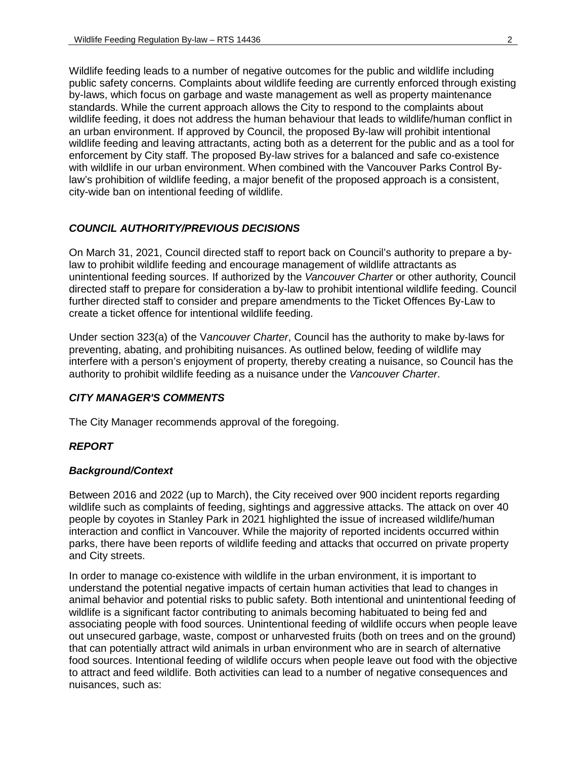Wildlife feeding leads to a number of negative outcomes for the public and wildlife including public safety concerns. Complaints about wildlife feeding are currently enforced through existing by-laws, which focus on garbage and waste management as well as property maintenance standards. While the current approach allows the City to respond to the complaints about wildlife feeding, it does not address the human behaviour that leads to wildlife/human conflict in an urban environment. If approved by Council, the proposed By-law will prohibit intentional wildlife feeding and leaving attractants, acting both as a deterrent for the public and as a tool for enforcement by City staff. The proposed By-law strives for a balanced and safe co-existence with wildlife in our urban environment. When combined with the Vancouver Parks Control By-law's prohibition of wildlife feeding, a major benefit of the proposed approach is a consistent, city-wide ban on intentional feeding of wildlife.

### *COUNCIL AUTHORITY/PREVIOUS DECISIONS*

On March 31, 2021, Council directed staff to report back on Council's authority to prepare a by-law to prohibit wildlife feeding and encourage management of wildlife attractants as unintentional feeding sources. If authorized by the *Vancouver Charter* or other authority, Council directed staff to prepare for consideration a by-law to prohibit intentional wildlife feeding. Council further directed staff to consider and prepare amendments to the Ticket Offences By-Law to create a ticket offence for intentional wildlife feeding.

Under section 323(a) of the V*ancouver Charter*, Council has the authority to make by-laws for preventing, abating, and prohibiting nuisances. As outlined below, feeding of wildlife may interfere with a person's enjoyment of property, thereby creating a nuisance, so Council has the authority to prohibit wildlife feeding as a nuisance under the *Vancouver Charter*.

### *CITY MANAGER'S COMMENTS*

The City Manager recommends approval of the foregoing.

### *REPORT*

#### *Background/Context*

Between 2016 and 2022 (up to March), the City received over 900 incident reports regarding wildlife such as complaints of feeding, sightings and aggressive attacks. The attack on over 40 people by coyotes in Stanley Park in 2021 highlighted the issue of increased wildlife/human interaction and conflict in Vancouver. While the majority of reported incidents occurred within parks, there have been reports of wildlife feeding and attacks that occurred on private property and City streets.

In order to manage co-existence with wildlife in the urban environment, it is important to understand the potential negative impacts of certain human activities that lead to changes in animal behavior and potential risks to public safety. Both intentional and unintentional feeding of wildlife is a significant factor contributing to animals becoming habituated to being fed and associating people with food sources. Unintentional feeding of wildlife occurs when people leave out unsecured garbage, waste, compost or unharvested fruits (both on trees and on the ground) that can potentially attract wild animals in urban environment who are in search of alternative food sources. Intentional feeding of wildlife occurs when people leave out food with the objective to attract and feed wildlife. Both activities can lead to a number of negative consequences and nuisances, such as: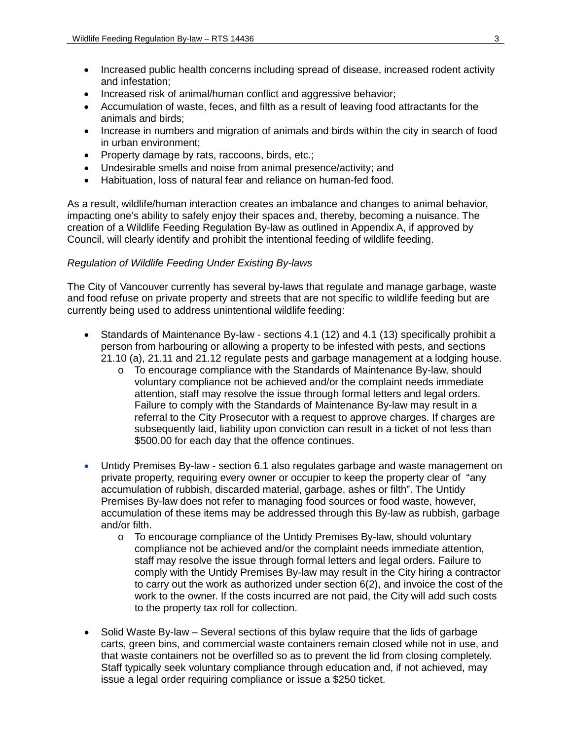- Increased public health concerns including spread of disease, increased rodent activity and infestation;
- Increased risk of animal/human conflict and aggressive behavior;
- Accumulation of waste, feces, and filth as a result of leaving food attractants for the animals and birds;
- Increase in numbers and migration of animals and birds within the city in search of food in urban environment;
- Property damage by rats, raccoons, birds, etc.;
- Undesirable smells and noise from animal presence/activity; and
- Habituation, loss of natural fear and reliance on human-fed food.

As a result, wildlife/human interaction creates an imbalance and changes to animal behavior, impacting one's ability to safely enjoy their spaces and, thereby, becoming a nuisance. The creation of a Wildlife Feeding Regulation By-law as outlined in Appendix A, if approved by Council, will clearly identify and prohibit the intentional feeding of wildlife feeding.

*Regulation of Wildlife Feeding Under Existing By-laws*

The City of Vancouver currently has several by-laws that regulate and manage garbage, waste and food refuse on private property and streets that are not specific to wildlife feeding but are currently being used to address unintentional wildlife feeding:

- Standards of Maintenance By-law - sections 4.1 (12) and 4.1 (13) specifically prohibit a person from harbouring or allowing a property to be infested with pests, and sections 21.10 (a), 21.11 and 21.12 regulate pests and garbage management at a lodging house.
  - To encourage compliance with the Standards of Maintenance By-law, should voluntary compliance not be achieved and/or the complaint needs immediate attention, staff may resolve the issue through formal letters and legal orders. Failure to comply with the Standards of Maintenance By-law may result in a referral to the City Prosecutor with a request to approve charges. If charges are subsequently laid, liability upon conviction can result in a ticket of not less than $500.00 for each day that the offence continues.

- Untidy Premises By-law - section 6.1 also regulates garbage and waste management on private property, requiring every owner or occupier to keep the property clear of "any accumulation of rubbish, discarded material, garbage, ashes or filth". The Untidy Premises By-law does not refer to managing food sources or food waste, however, accumulation of these items may be addressed through this By-law as rubbish, garbage and/or filth.
  - To encourage compliance of the Untidy Premises By-law, should voluntary compliance not be achieved and/or the complaint needs immediate attention, staff may resolve the issue through formal letters and legal orders. Failure to comply with the Untidy Premises By-law may result in the City hiring a contractor to carry out the work as authorized under section 6(2), and invoice the cost of the work to the owner. If the costs incurred are not paid, the City will add such costs to the property tax roll for collection.

- Solid Waste By-law – Several sections of this bylaw require that the lids of garbage carts, green bins, and commercial waste containers remain closed while not in use, and that waste containers not be overfilled so as to prevent the lid from closing completely. Staff typically seek voluntary compliance through education and, if not achieved, may issue a legal order requiring compliance or issue a $250 ticket.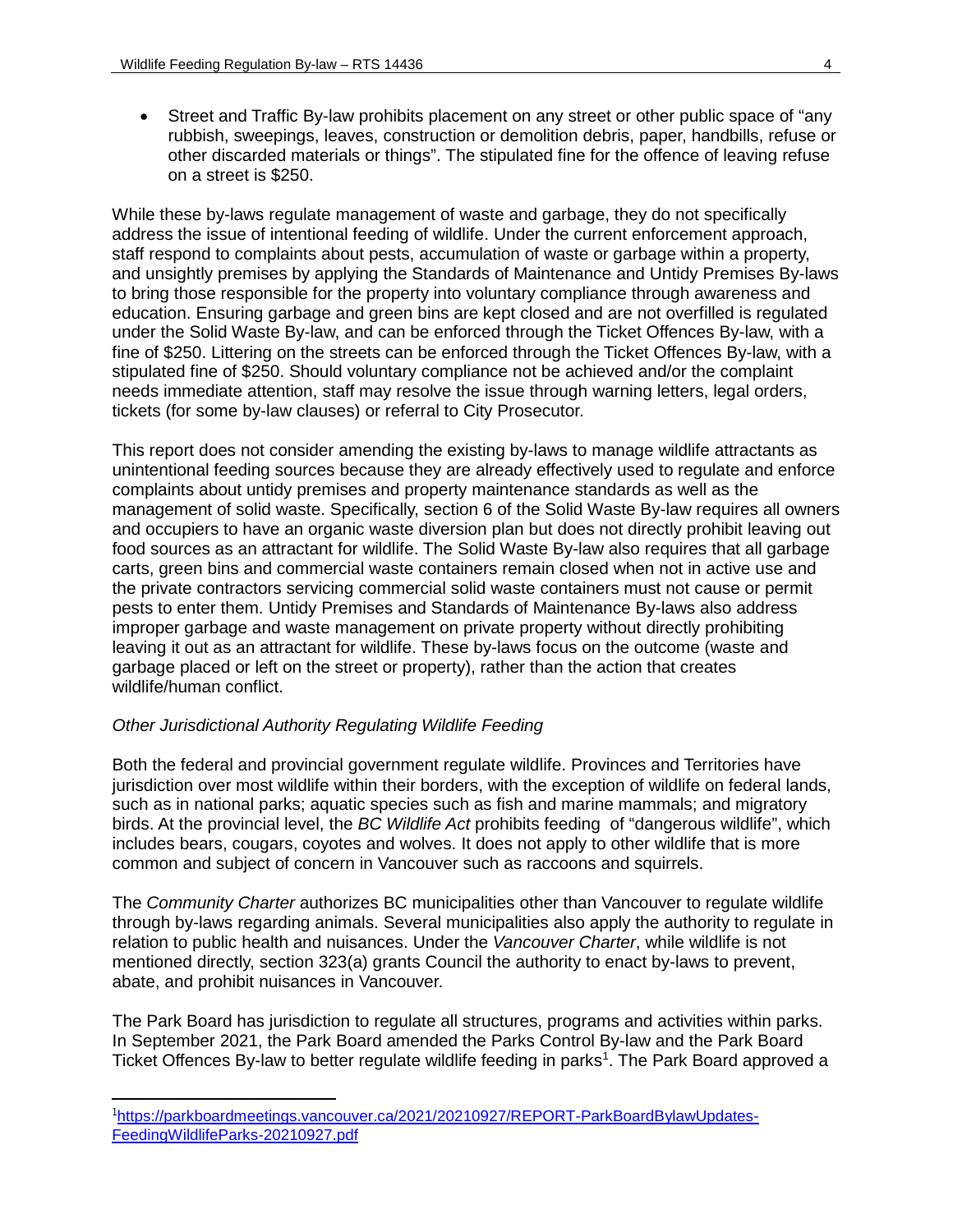- Street and Traffic By-law prohibits placement on any street or other public space of "any rubbish, sweepings, leaves, construction or demolition debris, paper, handbills, refuse or other discarded materials or things". The stipulated fine for the offence of leaving refuse on a street is $250.

While these by-laws regulate management of waste and garbage, they do not specifically address the issue of intentional feeding of wildlife. Under the current enforcement approach, staff respond to complaints about pests, accumulation of waste or garbage within a property, and unsightly premises by applying the Standards of Maintenance and Untidy Premises By-laws to bring those responsible for the property into voluntary compliance through awareness and education. Ensuring garbage and green bins are kept closed and are not overfilled is regulated under the Solid Waste By-law, and can be enforced through the Ticket Offences By-law, with a fine of $250. Littering on the streets can be enforced through the Ticket Offences By-law, with a stipulated fine of $250. Should voluntary compliance not be achieved and/or the complaint needs immediate attention, staff may resolve the issue through warning letters, legal orders, tickets (for some by-law clauses) or referral to City Prosecutor.

This report does not consider amending the existing by-laws to manage wildlife attractants as unintentional feeding sources because they are already effectively used to regulate and enforce complaints about untidy premises and property maintenance standards as well as the management of solid waste. Specifically, section 6 of the Solid Waste By-law requires all owners and occupiers to have an organic waste diversion plan but does not directly prohibit leaving out food sources as an attractant for wildlife. The Solid Waste By-law also requires that all garbage carts, green bins and commercial waste containers remain closed when not in active use and the private contractors servicing commercial solid waste containers must not cause or permit pests to enter them. Untidy Premises and Standards of Maintenance By-laws also address improper garbage and waste management on private property without directly prohibiting leaving it out as an attractant for wildlife. These by-laws focus on the outcome (waste and garbage placed or left on the street or property), rather than the action that creates wildlife/human conflict.

*Other Jurisdictional Authority Regulating Wildlife Feeding*

Both the federal and provincial government regulate wildlife. Provinces and Territories have jurisdiction over most wildlife within their borders, with the exception of wildlife on federal lands, such as in national parks; aquatic species such as fish and marine mammals; and migratory birds. At the provincial level, the *BC Wildlife Act* prohibits feeding of "dangerous wildlife", which includes bears, cougars, coyotes and wolves. It does not apply to other wildlife that is more common and subject of concern in Vancouver such as raccoons and squirrels.

The *Community Charter* authorizes BC municipalities other than Vancouver to regulate wildlife through by-laws regarding animals. Several municipalities also apply the authority to regulate in relation to public health and nuisances. Under the *Vancouver Charter*, while wildlife is not mentioned directly, section 323(a) grants Council the authority to enact by-laws to prevent, abate, and prohibit nuisances in Vancouver.

The Park Board has jurisdiction to regulate all structures, programs and activities within parks. In September 2021, the Park Board amended the Parks Control By-law and the Park Board Ticket Offences By-law to better regulate wildlife feeding in parks[1]. The Park Board approved a

[1] https://parkboardmeetings.vancouver.ca/2021/20210927/REPORT-ParkBoardBylawUpdates-FeedingWildlifeParks-20210927.pdf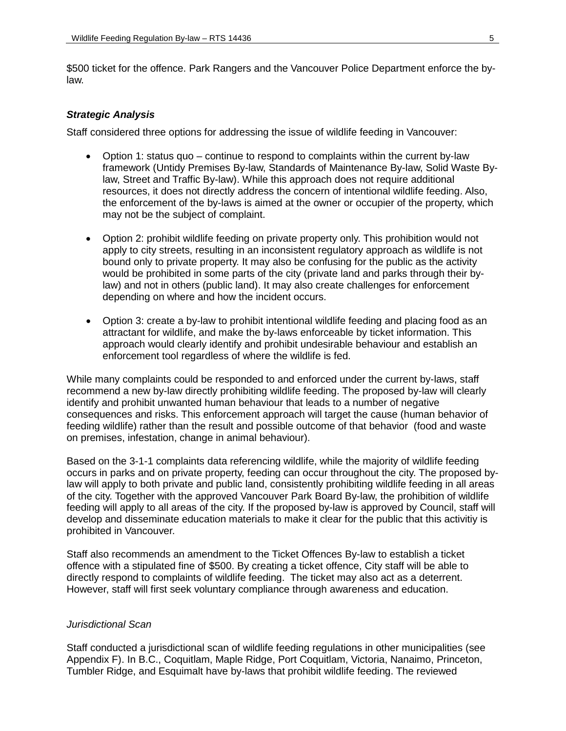$500 ticket for the offence. Park Rangers and the Vancouver Police Department enforce the by-law.

### ***Strategic Analysis***

Staff considered three options for addressing the issue of wildlife feeding in Vancouver:

- Option 1: status quo – continue to respond to complaints within the current by-law framework (Untidy Premises By-law, Standards of Maintenance By-law, Solid Waste By-law, Street and Traffic By-law). While this approach does not require additional resources, it does not directly address the concern of intentional wildlife feeding. Also, the enforcement of the by-laws is aimed at the owner or occupier of the property, which may not be the subject of complaint.

- Option 2: prohibit wildlife feeding on private property only. This prohibition would not apply to city streets, resulting in an inconsistent regulatory approach as wildlife is not bound only to private property. It may also be confusing for the public as the activity would be prohibited in some parts of the city (private land and parks through their by-law) and not in others (public land). It may also create challenges for enforcement depending on where and how the incident occurs.

- Option 3: create a by-law to prohibit intentional wildlife feeding and placing food as an attractant for wildlife, and make the by-laws enforceable by ticket information. This approach would clearly identify and prohibit undesirable behaviour and establish an enforcement tool regardless of where the wildlife is fed.

While many complaints could be responded to and enforced under the current by-laws, staff recommend a new by-law directly prohibiting wildlife feeding. The proposed by-law will clearly identify and prohibit unwanted human behaviour that leads to a number of negative consequences and risks. This enforcement approach will target the cause (human behavior of feeding wildlife) rather than the result and possible outcome of that behavior (food and waste on premises, infestation, change in animal behaviour).

Based on the 3-1-1 complaints data referencing wildlife, while the majority of wildlife feeding occurs in parks and on private property, feeding can occur throughout the city. The proposed by-law will apply to both private and public land, consistently prohibiting wildlife feeding in all areas of the city. Together with the approved Vancouver Park Board By-law, the prohibition of wildlife feeding will apply to all areas of the city. If the proposed by-law is approved by Council, staff will develop and disseminate education materials to make it clear for the public that this activitiy is prohibited in Vancouver.

Staff also recommends an amendment to the Ticket Offences By-law to establish a ticket offence with a stipulated fine of $500. By creating a ticket offence, City staff will be able to directly respond to complaints of wildlife feeding. The ticket may also act as a deterrent. However, staff will first seek voluntary compliance through awareness and education.

#### *Jurisdictional Scan*

Staff conducted a jurisdictional scan of wildlife feeding regulations in other municipalities (see Appendix F). In B.C., Coquitlam, Maple Ridge, Port Coquitlam, Victoria, Nanaimo, Princeton, Tumbler Ridge, and Esquimalt have by-laws that prohibit wildlife feeding. The reviewed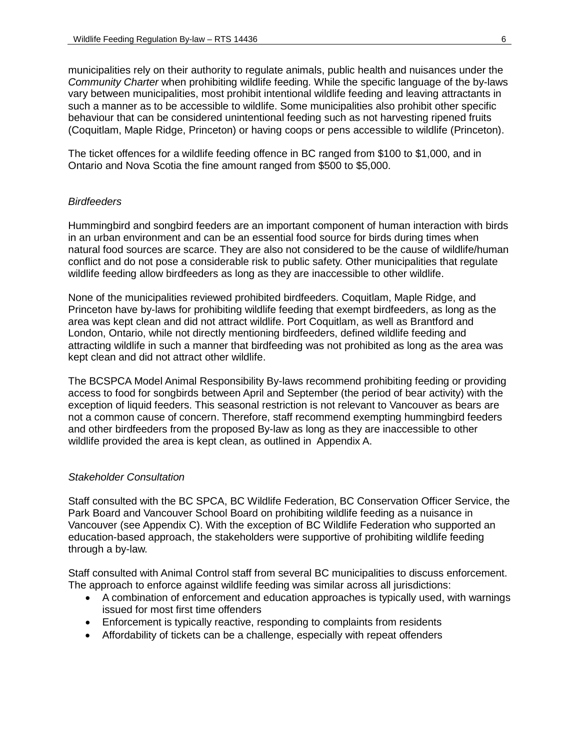municipalities rely on their authority to regulate animals, public health and nuisances under the *Community Charter* when prohibiting wildlife feeding. While the specific language of the by-laws vary between municipalities, most prohibit intentional wildlife feeding and leaving attractants in such a manner as to be accessible to wildlife. Some municipalities also prohibit other specific behaviour that can be considered unintentional feeding such as not harvesting ripened fruits (Coquitlam, Maple Ridge, Princeton) or having coops or pens accessible to wildlife (Princeton).

The ticket offences for a wildlife feeding offence in BC ranged from $100 to $1,000, and in Ontario and Nova Scotia the fine amount ranged from $500 to $5,000.

*Birdfeeders*

Hummingbird and songbird feeders are an important component of human interaction with birds in an urban environment and can be an essential food source for birds during times when natural food sources are scarce. They are also not considered to be the cause of wildlife/human conflict and do not pose a considerable risk to public safety. Other municipalities that regulate wildlife feeding allow birdfeeders as long as they are inaccessible to other wildlife.

None of the municipalities reviewed prohibited birdfeeders. Coquitlam, Maple Ridge, and Princeton have by-laws for prohibiting wildlife feeding that exempt birdfeeders, as long as the area was kept clean and did not attract wildlife. Port Coquitlam, as well as Brantford and London, Ontario, while not directly mentioning birdfeeders, defined wildlife feeding and attracting wildlife in such a manner that birdfeeding was not prohibited as long as the area was kept clean and did not attract other wildlife.

The BCSPCA Model Animal Responsibility By-laws recommend prohibiting feeding or providing access to food for songbirds between April and September (the period of bear activity) with the exception of liquid feeders. This seasonal restriction is not relevant to Vancouver as bears are not a common cause of concern. Therefore, staff recommend exempting hummingbird feeders and other birdfeeders from the proposed By-law as long as they are inaccessible to other wildlife provided the area is kept clean, as outlined in Appendix A.

*Stakeholder Consultation*

Staff consulted with the BC SPCA, BC Wildlife Federation, BC Conservation Officer Service, the Park Board and Vancouver School Board on prohibiting wildlife feeding as a nuisance in Vancouver (see Appendix C). With the exception of BC Wildlife Federation who supported an education-based approach, the stakeholders were supportive of prohibiting wildlife feeding through a by-law.

Staff consulted with Animal Control staff from several BC municipalities to discuss enforcement. The approach to enforce against wildlife feeding was similar across all jurisdictions:

- A combination of enforcement and education approaches is typically used, with warnings issued for most first time offenders
- Enforcement is typically reactive, responding to complaints from residents
- Affordability of tickets can be a challenge, especially with repeat offenders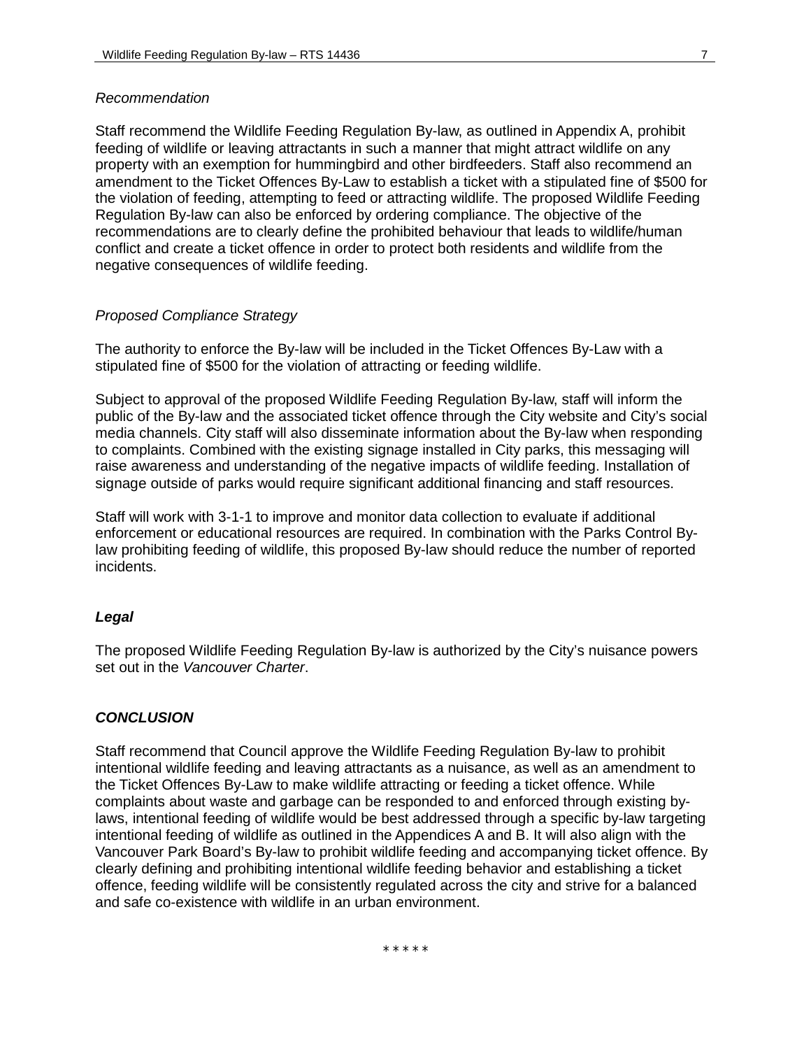*Recommendation*

Staff recommend the Wildlife Feeding Regulation By-law, as outlined in Appendix A, prohibit feeding of wildlife or leaving attractants in such a manner that might attract wildlife on any property with an exemption for hummingbird and other birdfeeders. Staff also recommend an amendment to the Ticket Offences By-Law to establish a ticket with a stipulated fine of $500 for the violation of feeding, attempting to feed or attracting wildlife. The proposed Wildlife Feeding Regulation By-law can also be enforced by ordering compliance. The objective of the recommendations are to clearly define the prohibited behaviour that leads to wildlife/human conflict and create a ticket offence in order to protect both residents and wildlife from the negative consequences of wildlife feeding.

*Proposed Compliance Strategy*

The authority to enforce the By-law will be included in the Ticket Offences By-Law with a stipulated fine of $500 for the violation of attracting or feeding wildlife.

Subject to approval of the proposed Wildlife Feeding Regulation By-law, staff will inform the public of the By-law and the associated ticket offence through the City website and City's social media channels. City staff will also disseminate information about the By-law when responding to complaints. Combined with the existing signage installed in City parks, this messaging will raise awareness and understanding of the negative impacts of wildlife feeding. Installation of signage outside of parks would require significant additional financing and staff resources.

Staff will work with 3-1-1 to improve and monitor data collection to evaluate if additional enforcement or educational resources are required. In combination with the Parks Control By-law prohibiting feeding of wildlife, this proposed By-law should reduce the number of reported incidents.

***Legal***

The proposed Wildlife Feeding Regulation By-law is authorized by the City's nuisance powers set out in the *Vancouver Charter*.

***CONCLUSION***

Staff recommend that Council approve the Wildlife Feeding Regulation By-law to prohibit intentional wildlife feeding and leaving attractants as a nuisance, as well as an amendment to the Ticket Offences By-Law to make wildlife attracting or feeding a ticket offence. While complaints about waste and garbage can be responded to and enforced through existing by-laws, intentional feeding of wildlife would be best addressed through a specific by-law targeting intentional feeding of wildlife as outlined in the Appendices A and B. It will also align with the Vancouver Park Board's By-law to prohibit wildlife feeding and accompanying ticket offence. By clearly defining and prohibiting intentional wildlife feeding behavior and establishing a ticket offence, feeding wildlife will be consistently regulated across the city and strive for a balanced and safe co-existence with wildlife in an urban environment.

\* \* \* \* \*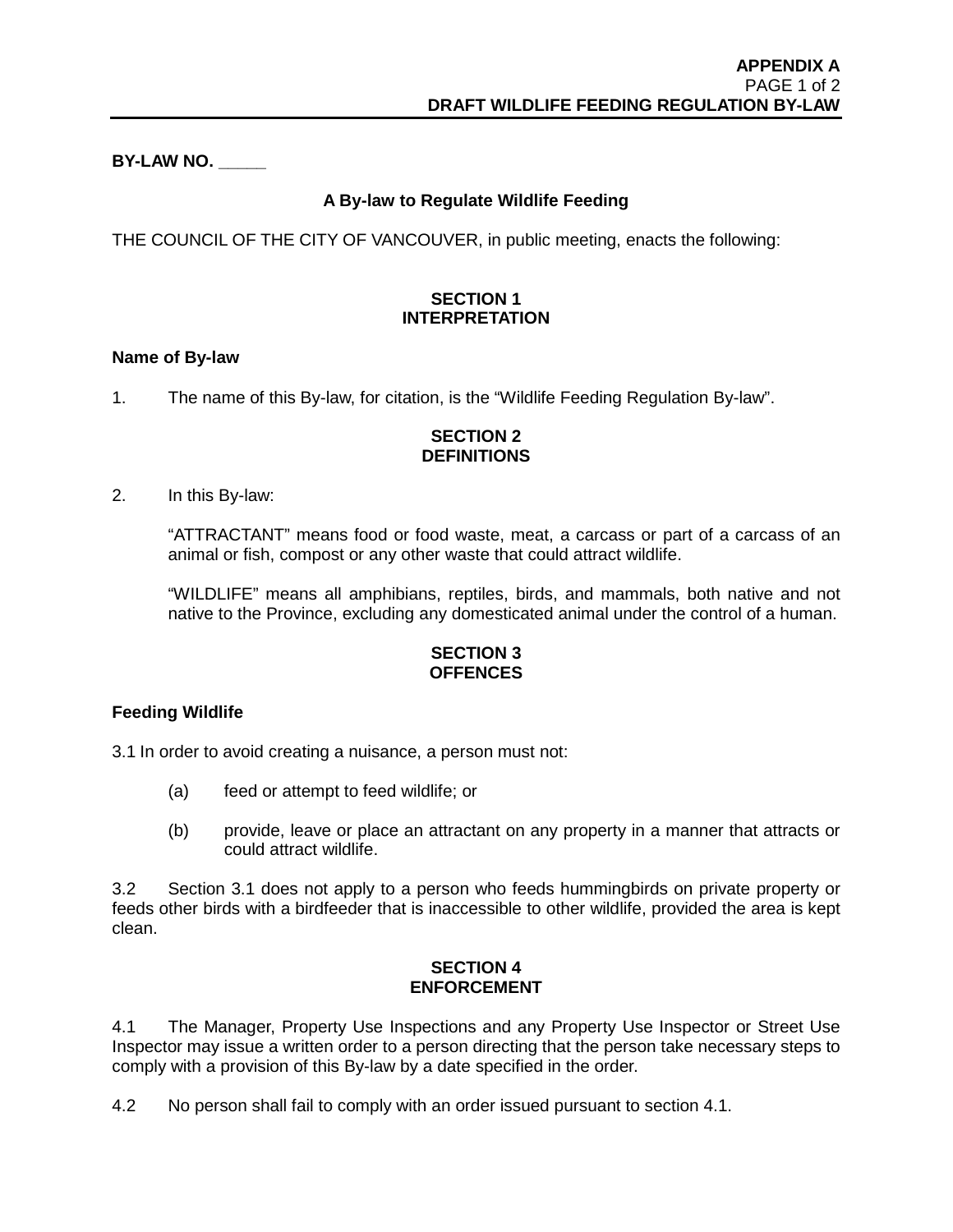**BY-LAW NO. _____**

**A By-law to Regulate Wildlife Feeding**

THE COUNCIL OF THE CITY OF VANCOUVER, in public meeting, enacts the following:

**SECTION 1**
**INTERPRETATION**

**Name of By-law**

1. The name of this By-law, for citation, is the "Wildlife Feeding Regulation By-law".

**SECTION 2**
**DEFINITIONS**

2. In this By-law:

   "ATTRACTANT" means food or food waste, meat, a carcass or part of a carcass of an animal or fish, compost or any other waste that could attract wildlife.

   "WILDLIFE" means all amphibians, reptiles, birds, and mammals, both native and not native to the Province, excluding any domesticated animal under the control of a human.

**SECTION 3**
**OFFENCES**

**Feeding Wildlife**

3.1 In order to avoid creating a nuisance, a person must not:

   (a) feed or attempt to feed wildlife; or

   (b) provide, leave or place an attractant on any property in a manner that attracts or could attract wildlife.

3.2 Section 3.1 does not apply to a person who feeds hummingbirds on private property or feeds other birds with a birdfeeder that is inaccessible to other wildlife, provided the area is kept clean.

**SECTION 4**
**ENFORCEMENT**

4.1 The Manager, Property Use Inspections and any Property Use Inspector or Street Use Inspector may issue a written order to a person directing that the person take necessary steps to comply with a provision of this By-law by a date specified in the order.

4.2 No person shall fail to comply with an order issued pursuant to section 4.1.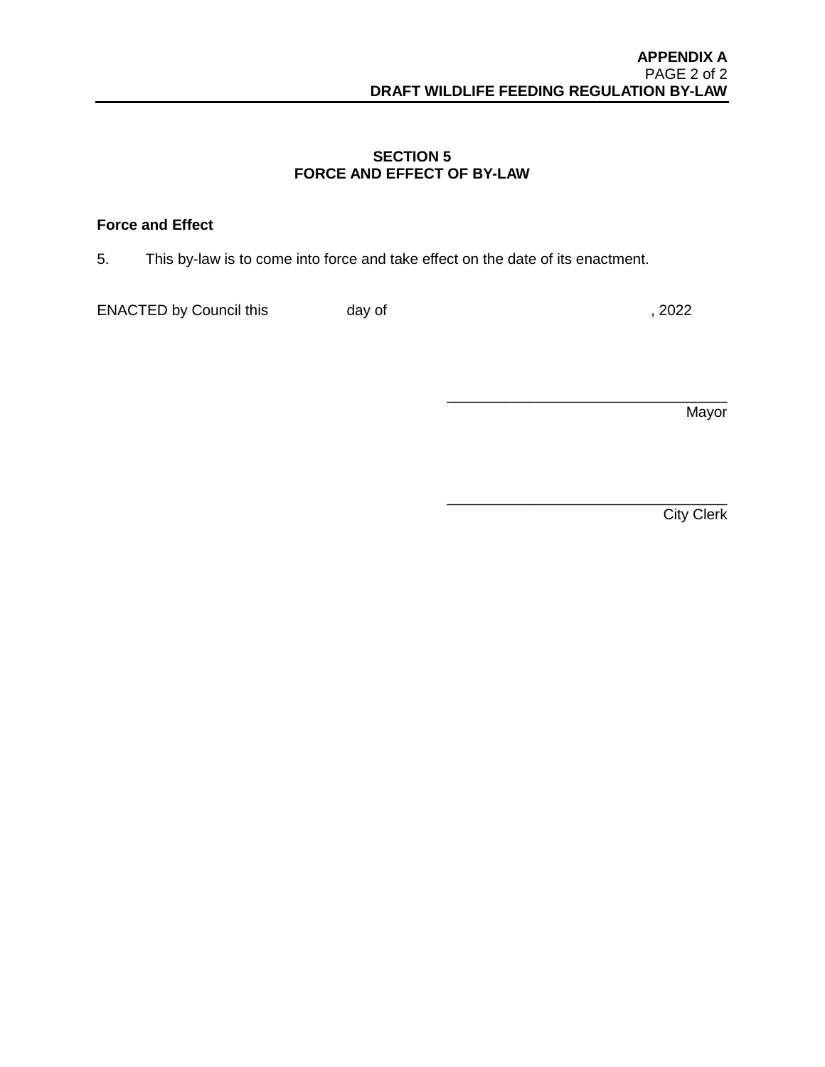## SECTION 5
## FORCE AND EFFECT OF BY-LAW

**Force and Effect**

5. This by-law is to come into force and take effect on the date of its enactment.

ENACTED by Council this day of , 2022

\_\_\_\_\_\_\_\_\_\_\_\_\_\_\_\_\_\_\_\_\_\_\_\_\_\_\_\_\_\_\_\_\_\_
Mayor

\_\_\_\_\_\_\_\_\_\_\_\_\_\_\_\_\_\_\_\_\_\_\_\_\_\_\_\_\_\_\_\_\_\_
City Clerk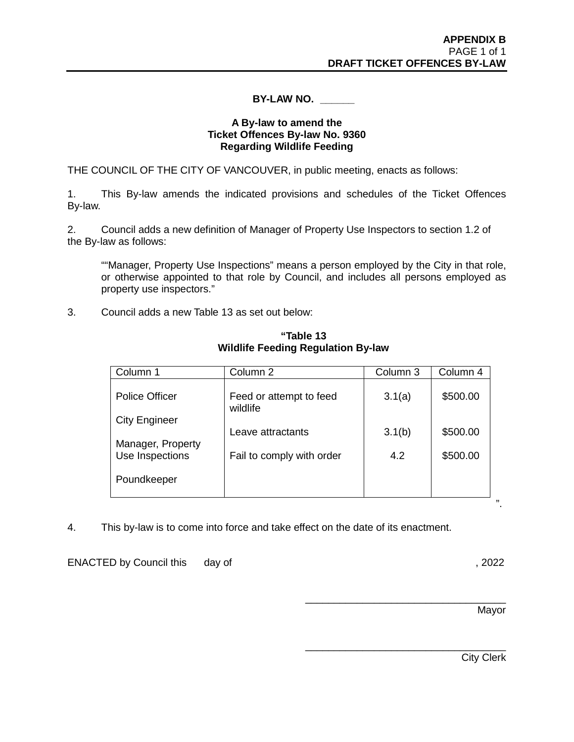**APPENDIX B**
PAGE 1 of 1
**DRAFT TICKET OFFENCES BY-LAW**

**BY-LAW NO. ______**

**A By-law to amend the**
**Ticket Offences By-law No. 9360**
**Regarding Wildlife Feeding**

THE COUNCIL OF THE CITY OF VANCOUVER, in public meeting, enacts as follows:

1. This By-law amends the indicated provisions and schedules of the Ticket Offences By-law.

2. Council adds a new definition of Manager of Property Use Inspectors to section 1.2 of the By-law as follows:

> ""Manager, Property Use Inspections" means a person employed by the City in that role, or otherwise appointed to that role by Council, and includes all persons employed as property use inspectors."

3. Council adds a new Table 13 as set out below:

**"Table 13**
**Wildlife Feeding Regulation By-law**

| Column 1 | Column 2 | Column 3 | Column 4 |
|---|---|---|---|
| Police Officer<br><br>City Engineer<br><br>Manager, Property Use Inspections<br><br>Poundkeeper | Feed or attempt to feed wildlife | 3.1(a) | $500.00 |
| | Leave attractants | 3.1(b) | $500.00 |
| | Fail to comply with order | 4.2 | $500.00 |

".

4. This by-law is to come into force and take effect on the date of its enactment.

ENACTED by Council this day of , 2022

_________________________________
Mayor

_________________________________
City Clerk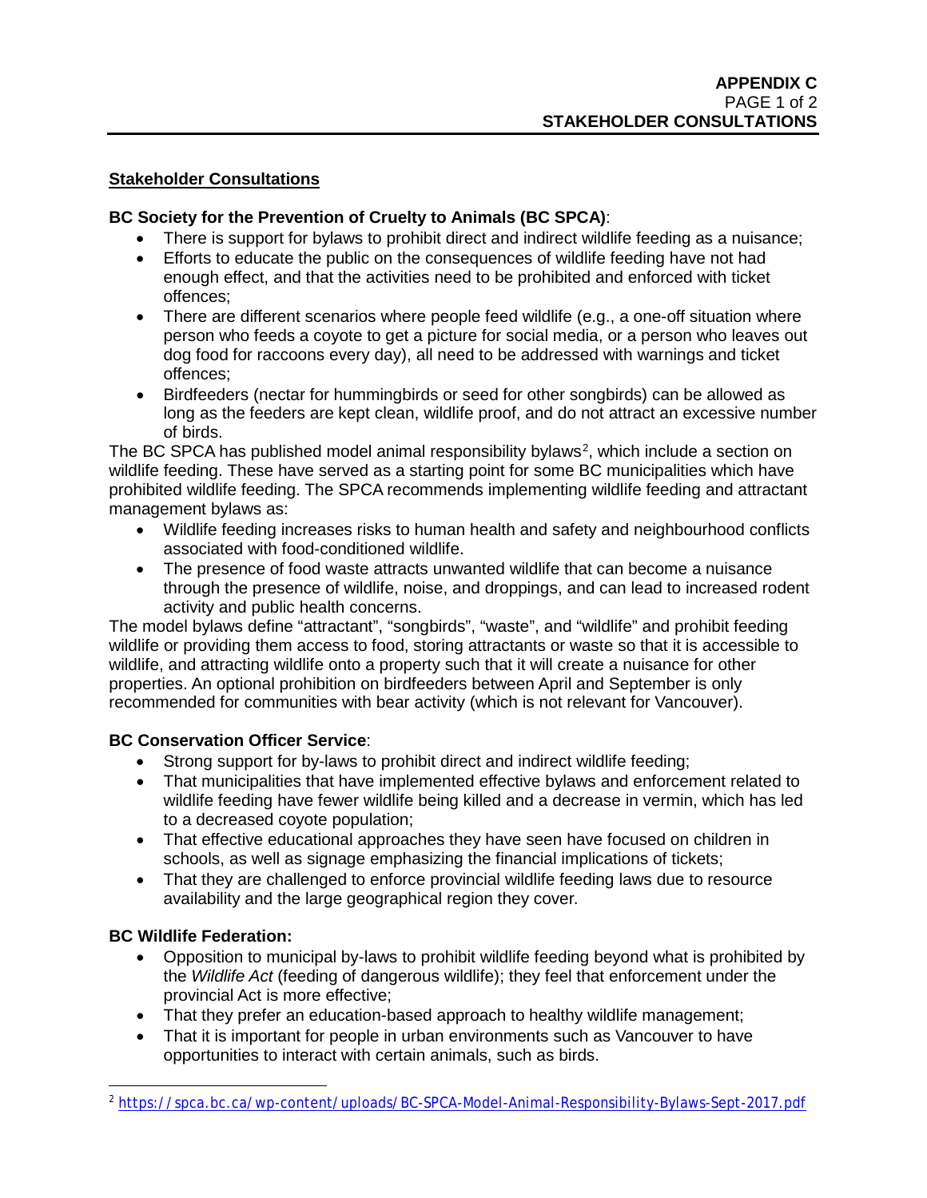## Stakeholder Consultations

**BC Society for the Prevention of Cruelty to Animals (BC SPCA)**:

- There is support for bylaws to prohibit direct and indirect wildlife feeding as a nuisance;
- Efforts to educate the public on the consequences of wildlife feeding have not had enough effect, and that the activities need to be prohibited and enforced with ticket offences;
- There are different scenarios where people feed wildlife (e.g., a one-off situation where person who feeds a coyote to get a picture for social media, or a person who leaves out dog food for raccoons every day), all need to be addressed with warnings and ticket offences;
- Birdfeeders (nectar for hummingbirds or seed for other songbirds) can be allowed as long as the feeders are kept clean, wildlife proof, and do not attract an excessive number of birds.

The BC SPCA has published model animal responsibility bylaws[2], which include a section on wildlife feeding. These have served as a starting point for some BC municipalities which have prohibited wildlife feeding. The SPCA recommends implementing wildlife feeding and attractant management bylaws as:

- Wildlife feeding increases risks to human health and safety and neighbourhood conflicts associated with food-conditioned wildlife.
- The presence of food waste attracts unwanted wildlife that can become a nuisance through the presence of wildlife, noise, and droppings, and can lead to increased rodent activity and public health concerns.

The model bylaws define "attractant", "songbirds", "waste", and "wildlife" and prohibit feeding wildlife or providing them access to food, storing attractants or waste so that it is accessible to wildlife, and attracting wildlife onto a property such that it will create a nuisance for other properties. An optional prohibition on birdfeeders between April and September is only recommended for communities with bear activity (which is not relevant for Vancouver).

**BC Conservation Officer Service**:

- Strong support for by-laws to prohibit direct and indirect wildlife feeding;
- That municipalities that have implemented effective bylaws and enforcement related to wildlife feeding have fewer wildlife being killed and a decrease in vermin, which has led to a decreased coyote population;
- That effective educational approaches they have seen have focused on children in schools, as well as signage emphasizing the financial implications of tickets;
- That they are challenged to enforce provincial wildlife feeding laws due to resource availability and the large geographical region they cover.

**BC Wildlife Federation:**

- Opposition to municipal by-laws to prohibit wildlife feeding beyond what is prohibited by the *Wildlife Act* (feeding of dangerous wildlife); they feel that enforcement under the provincial Act is more effective;
- That they prefer an education-based approach to healthy wildlife management;
- That it is important for people in urban environments such as Vancouver to have opportunities to interact with certain animals, such as birds.

---

[2] https://spca.bc.ca/wp-content/uploads/BC-SPCA-Model-Animal-Responsibility-Bylaws-Sept-2017.pdf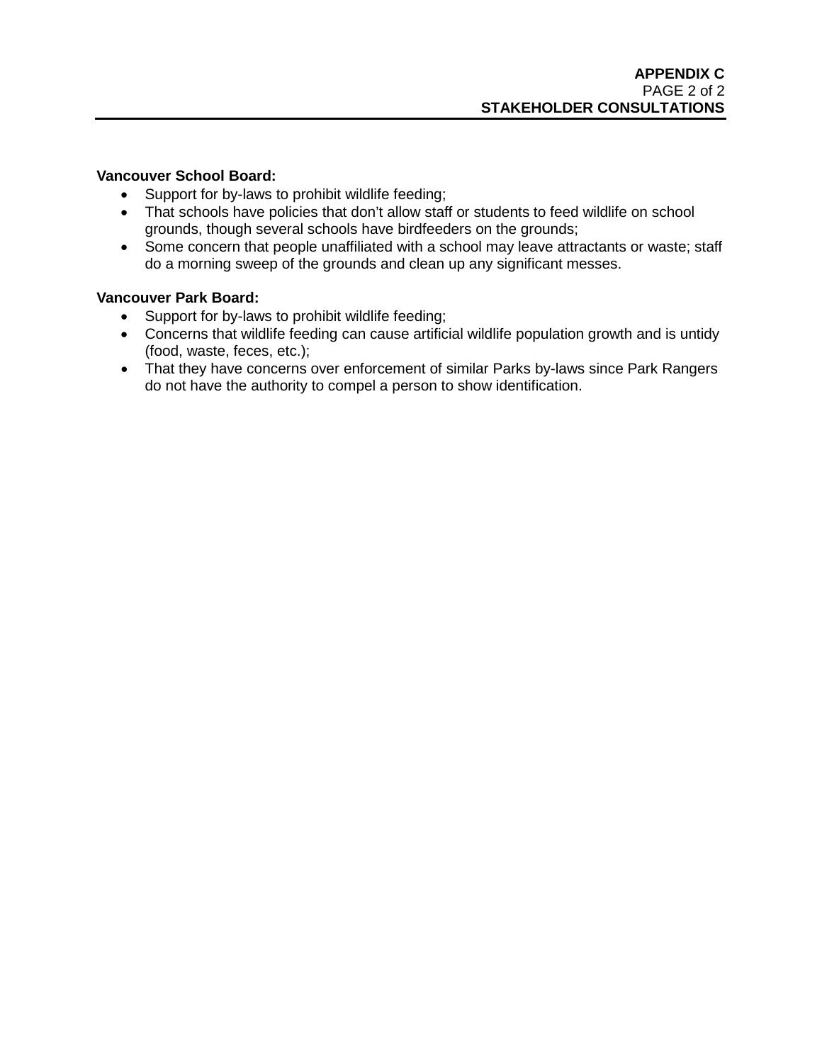**Vancouver School Board:**

- Support for by-laws to prohibit wildlife feeding;
- That schools have policies that don’t allow staff or students to feed wildlife on school grounds, though several schools have birdfeeders on the grounds;
- Some concern that people unaffiliated with a school may leave attractants or waste; staff do a morning sweep of the grounds and clean up any significant messes.

**Vancouver Park Board:**

- Support for by-laws to prohibit wildlife feeding;
- Concerns that wildlife feeding can cause artificial wildlife population growth and is untidy (food, waste, feces, etc.);
- That they have concerns over enforcement of similar Parks by-laws since Park Rangers do not have the authority to compel a person to show identification.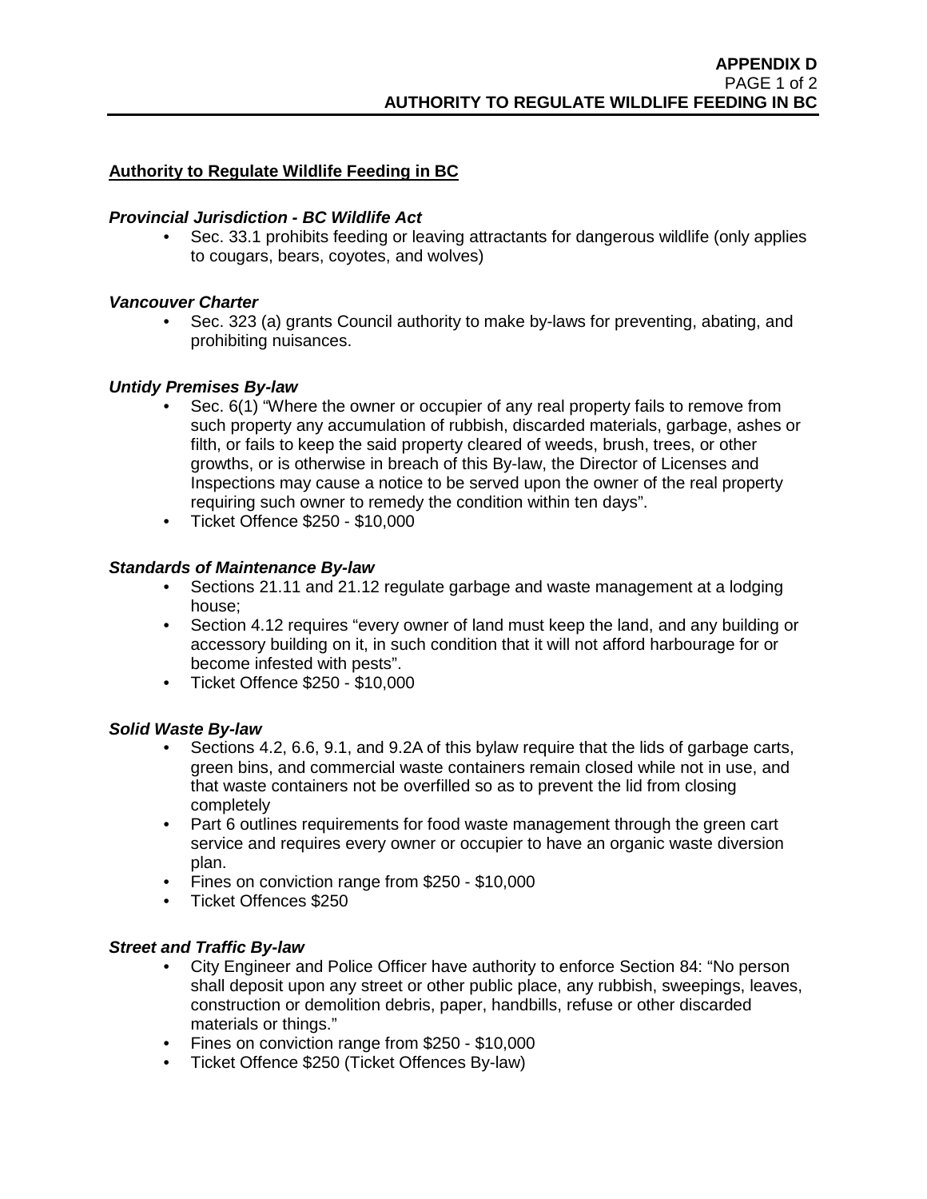## Authority to Regulate Wildlife Feeding in BC

***Provincial Jurisdiction - BC Wildlife Act***

- Sec. 33.1 prohibits feeding or leaving attractants for dangerous wildlife (only applies to cougars, bears, coyotes, and wolves)

***Vancouver Charter***

- Sec. 323 (a) grants Council authority to make by-laws for preventing, abating, and prohibiting nuisances.

***Untidy Premises By-law***

- Sec. 6(1) "Where the owner or occupier of any real property fails to remove from such property any accumulation of rubbish, discarded materials, garbage, ashes or filth, or fails to keep the said property cleared of weeds, brush, trees, or other growths, or is otherwise in breach of this By-law, the Director of Licenses and Inspections may cause a notice to be served upon the owner of the real property requiring such owner to remedy the condition within ten days".
- Ticket Offence \$250 - \$10,000

***Standards of Maintenance By-law***

- Sections 21.11 and 21.12 regulate garbage and waste management at a lodging house;
- Section 4.12 requires "every owner of land must keep the land, and any building or accessory building on it, in such condition that it will not afford harbourage for or become infested with pests".
- Ticket Offence \$250 - \$10,000

***Solid Waste By-law***

- Sections 4.2, 6.6, 9.1, and 9.2A of this bylaw require that the lids of garbage carts, green bins, and commercial waste containers remain closed while not in use, and that waste containers not be overfilled so as to prevent the lid from closing completely
- Part 6 outlines requirements for food waste management through the green cart service and requires every owner or occupier to have an organic waste diversion plan.
- Fines on conviction range from \$250 - \$10,000
- Ticket Offences \$250

***Street and Traffic By-law***

- City Engineer and Police Officer have authority to enforce Section 84: "No person shall deposit upon any street or other public place, any rubbish, sweepings, leaves, construction or demolition debris, paper, handbills, refuse or other discarded materials or things."
- Fines on conviction range from \$250 - \$10,000
- Ticket Offence \$250 (Ticket Offences By-law)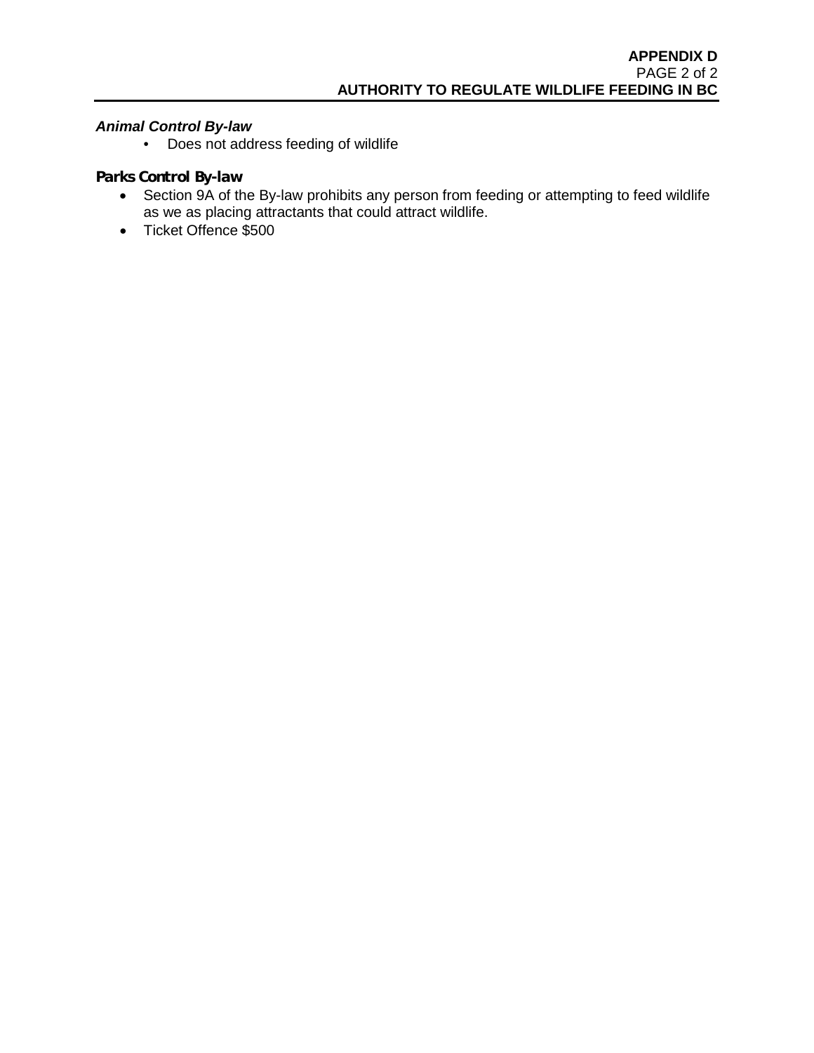***Animal Control By-law***

- Does not address feeding of wildlife

**Parks Control By-law**

- Section 9A of the By-law prohibits any person from feeding or attempting to feed wildlife as we as placing attractants that could attract wildlife.
- Ticket Offence $500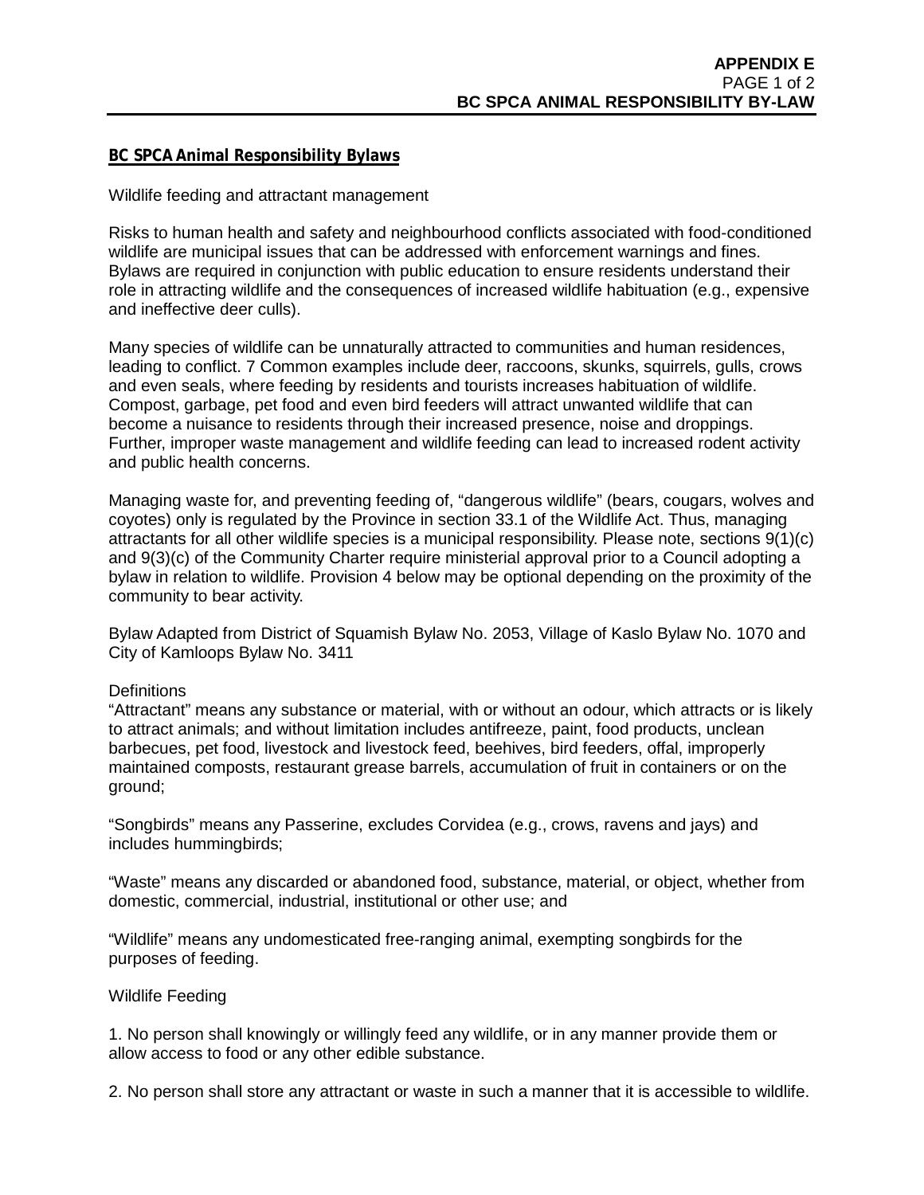## BC SPCA Animal Responsibility Bylaws

Wildlife feeding and attractant management

Risks to human health and safety and neighbourhood conflicts associated with food-conditioned wildlife are municipal issues that can be addressed with enforcement warnings and fines. Bylaws are required in conjunction with public education to ensure residents understand their role in attracting wildlife and the consequences of increased wildlife habituation (e.g., expensive and ineffective deer culls).

Many species of wildlife can be unnaturally attracted to communities and human residences, leading to conflict. 7 Common examples include deer, raccoons, skunks, squirrels, gulls, crows and even seals, where feeding by residents and tourists increases habituation of wildlife. Compost, garbage, pet food and even bird feeders will attract unwanted wildlife that can become a nuisance to residents through their increased presence, noise and droppings. Further, improper waste management and wildlife feeding can lead to increased rodent activity and public health concerns.

Managing waste for, and preventing feeding of, “dangerous wildlife” (bears, cougars, wolves and coyotes) only is regulated by the Province in section 33.1 of the Wildlife Act. Thus, managing attractants for all other wildlife species is a municipal responsibility. Please note, sections 9(1)(c) and 9(3)(c) of the Community Charter require ministerial approval prior to a Council adopting a bylaw in relation to wildlife. Provision 4 below may be optional depending on the proximity of the community to bear activity.

Bylaw Adapted from District of Squamish Bylaw No. 2053, Village of Kaslo Bylaw No. 1070 and City of Kamloops Bylaw No. 3411

Definitions

“Attractant” means any substance or material, with or without an odour, which attracts or is likely to attract animals; and without limitation includes antifreeze, paint, food products, unclean barbecues, pet food, livestock and livestock feed, beehives, bird feeders, offal, improperly maintained composts, restaurant grease barrels, accumulation of fruit in containers or on the ground;

“Songbirds” means any Passerine, excludes Corvidea (e.g., crows, ravens and jays) and includes hummingbirds;

“Waste” means any discarded or abandoned food, substance, material, or object, whether from domestic, commercial, industrial, institutional or other use; and

“Wildlife” means any undomesticated free-ranging animal, exempting songbirds for the purposes of feeding.

Wildlife Feeding

1. No person shall knowingly or willingly feed any wildlife, or in any manner provide them or allow access to food or any other edible substance.

2. No person shall store any attractant or waste in such a manner that it is accessible to wildlife.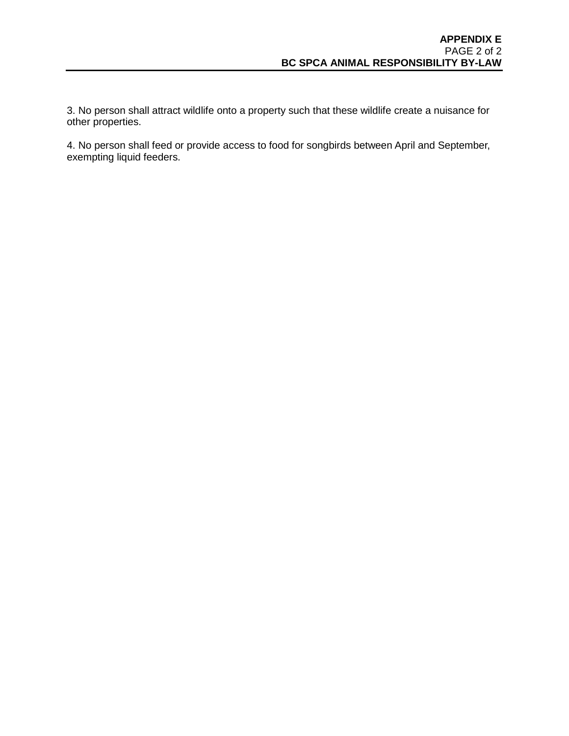3. No person shall attract wildlife onto a property such that these wildlife create a nuisance for other properties.

4. No person shall feed or provide access to food for songbirds between April and September, exempting liquid feeders.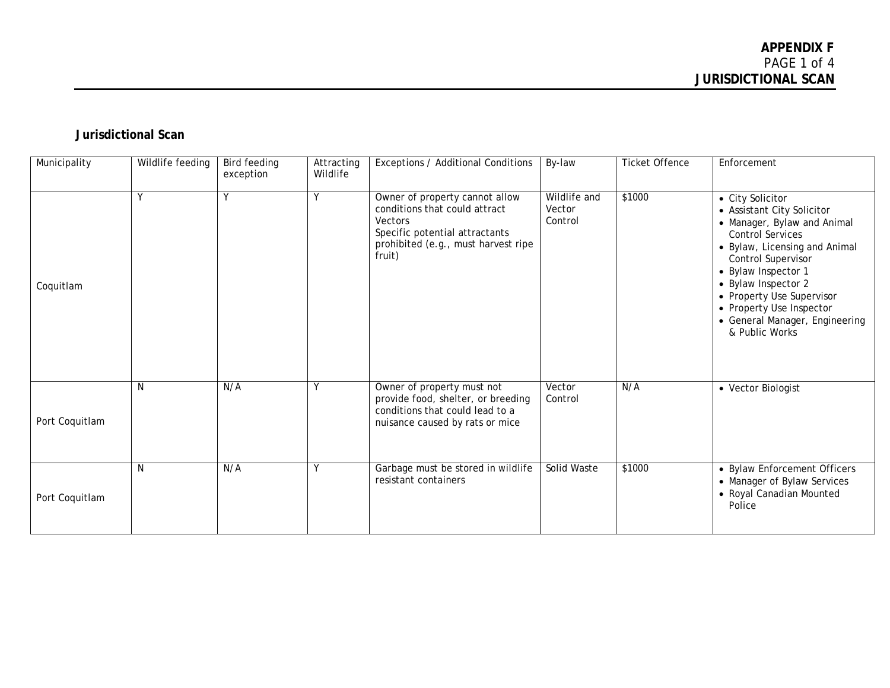**Jurisdictional Scan**

| Municipality | Wildlife feeding | Bird feeding exception | Attracting Wildlife | Exceptions / Additional Conditions | By-law | Ticket Offence | Enforcement |
|---|---|---|---|---|---|---|---|
| Coquitlam | Y | Y | Y | Owner of property cannot allow conditions that could attract Vectors<br>Specific potential attractants prohibited (e.g., must harvest ripe fruit) | Wildlife and Vector Control | $1000 | • City Solicitor<br>• Assistant City Solicitor<br>• Manager, Bylaw and Animal Control Services<br>• Bylaw, Licensing and Animal Control Supervisor<br>• Bylaw Inspector 1<br>• Bylaw Inspector 2<br>• Property Use Supervisor<br>• Property Use Inspector<br>• General Manager, Engineering & Public Works |
| Port Coquitlam | N | N/A | Y | Owner of property must not provide food, shelter, or breeding conditions that could lead to a nuisance caused by rats or mice | Vector Control | N/A | • Vector Biologist |
| Port Coquitlam | N | N/A | Y | Garbage must be stored in wildlife resistant containers | Solid Waste | $1000 | • Bylaw Enforcement Officers<br>• Manager of Bylaw Services<br>• Royal Canadian Mounted Police |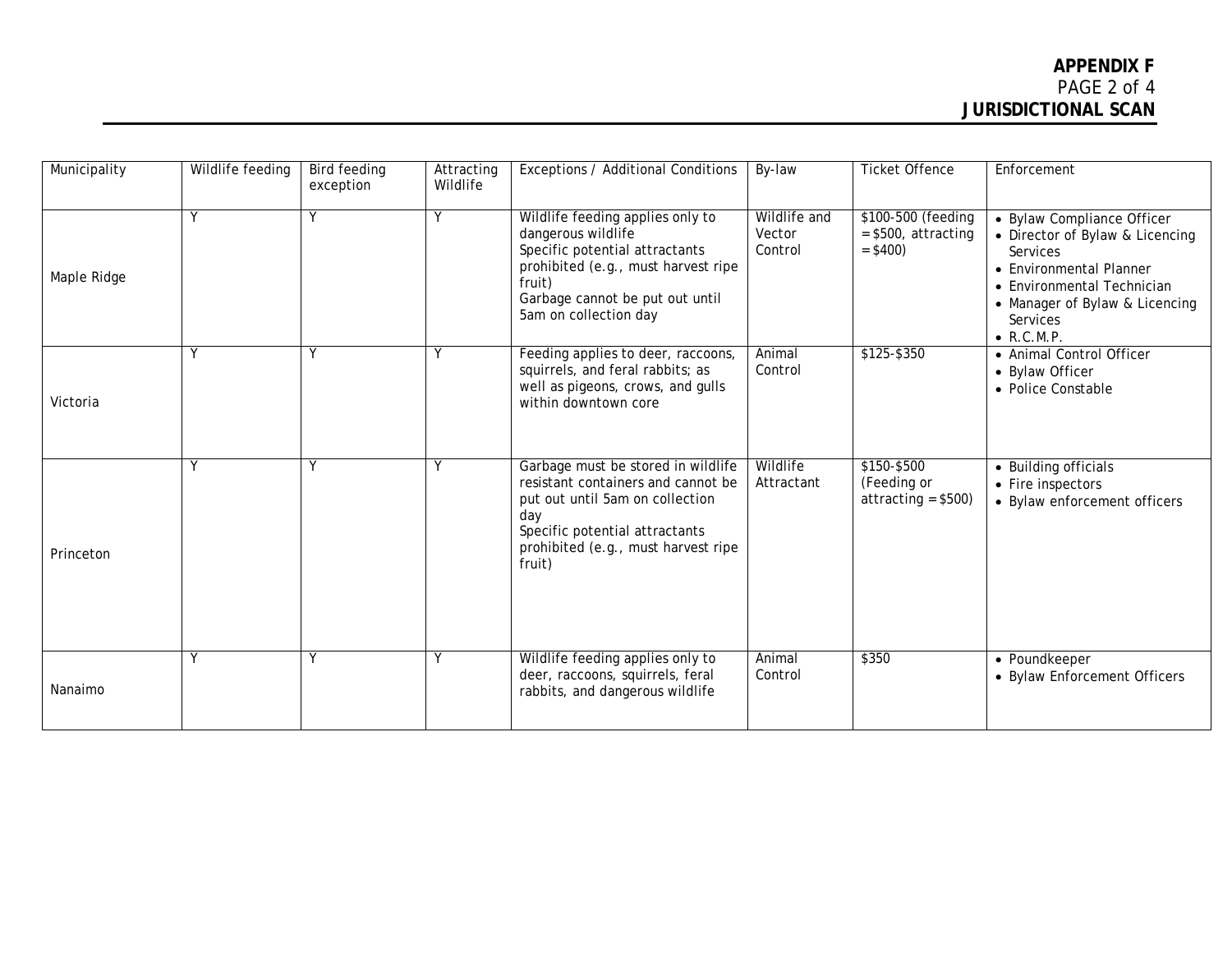**APPENDIX F**
PAGE 2 of 4
**JURISDICTIONAL SCAN**

| Municipality | Wildlife feeding | Bird feeding exception | Attracting Wildlife | Exceptions / Additional Conditions | By-law | Ticket Offence | Enforcement |
|---|---|---|---|---|---|---|---|
| Maple Ridge | Y | Y | Y | Wildlife feeding applies only to dangerous wildlife<br>Specific potential attractants prohibited (e.g., must harvest ripe fruit)<br>Garbage cannot be put out until 5am on collection day | Wildlife and Vector Control | $100-500 (feeding = $500, attracting = $400) | • Bylaw Compliance Officer<br>• Director of Bylaw & Licencing Services<br>• Environmental Planner<br>• Environmental Technician<br>• Manager of Bylaw & Licencing Services<br>• R.C.M.P. |
| Victoria | Y | Y | Y | Feeding applies to deer, raccoons, squirrels, and feral rabbits; as well as pigeons, crows, and gulls within downtown core | Animal Control | $125-$350 | • Animal Control Officer<br>• Bylaw Officer<br>• Police Constable |
| Princeton | Y | Y | Y | Garbage must be stored in wildlife resistant containers and cannot be put out until 5am on collection day<br>Specific potential attractants prohibited (e.g., must harvest ripe fruit) | Wildlife Attractant | $150-$500 (Feeding or attracting = $500) | • Building officials<br>• Fire inspectors<br>• Bylaw enforcement officers |
| Nanaimo | Y | Y | Y | Wildlife feeding applies only to deer, raccoons, squirrels, feral rabbits, and dangerous wildlife | Animal Control | $350 | • Poundkeeper<br>• Bylaw Enforcement Officers |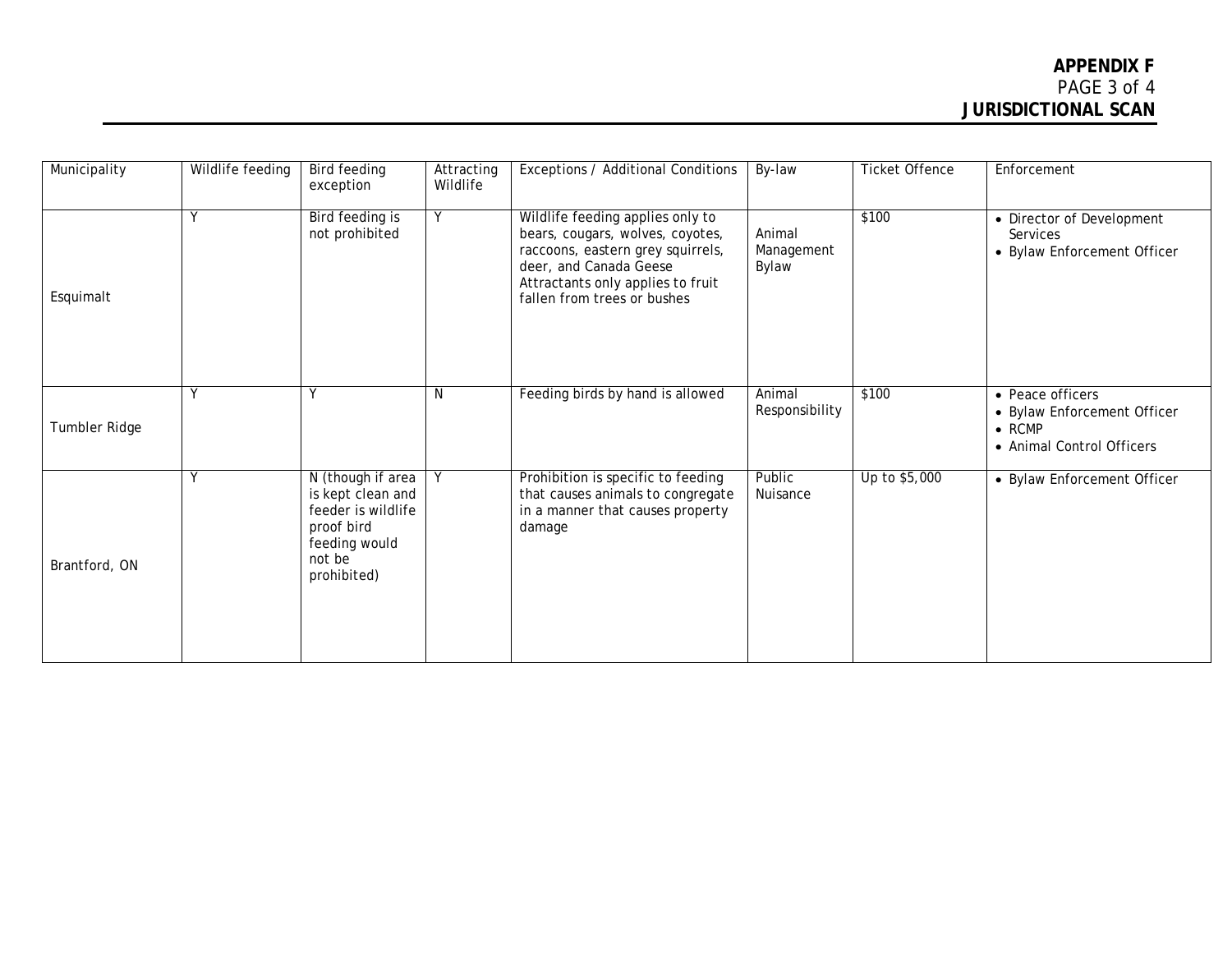| Municipality | Wildlife feeding | Bird feeding exception | Attracting Wildlife | Exceptions / Additional Conditions | By-law | Ticket Offence | Enforcement |
|---|---|---|---|---|---|---|---|
| Esquimalt | Y | Bird feeding is not prohibited | Y | Wildlife feeding applies only to bears, cougars, wolves, coyotes, raccoons, eastern grey squirrels, deer, and Canada Geese<br>Attractants only applies to fruit fallen from trees or bushes | Animal Management Bylaw | $100 | • Director of Development Services<br>• Bylaw Enforcement Officer |
| Tumbler Ridge | Y | Y | N | Feeding birds by hand is allowed | Animal Responsibility | $100 | • Peace officers<br>• Bylaw Enforcement Officer<br>• RCMP<br>• Animal Control Officers |
| Brantford, ON | Y | N (though if area is kept clean and feeder is wildlife proof bird feeding would not be prohibited) | Y | Prohibition is specific to feeding that causes animals to congregate in a manner that causes property damage | Public Nuisance | Up to $5,000 | • Bylaw Enforcement Officer |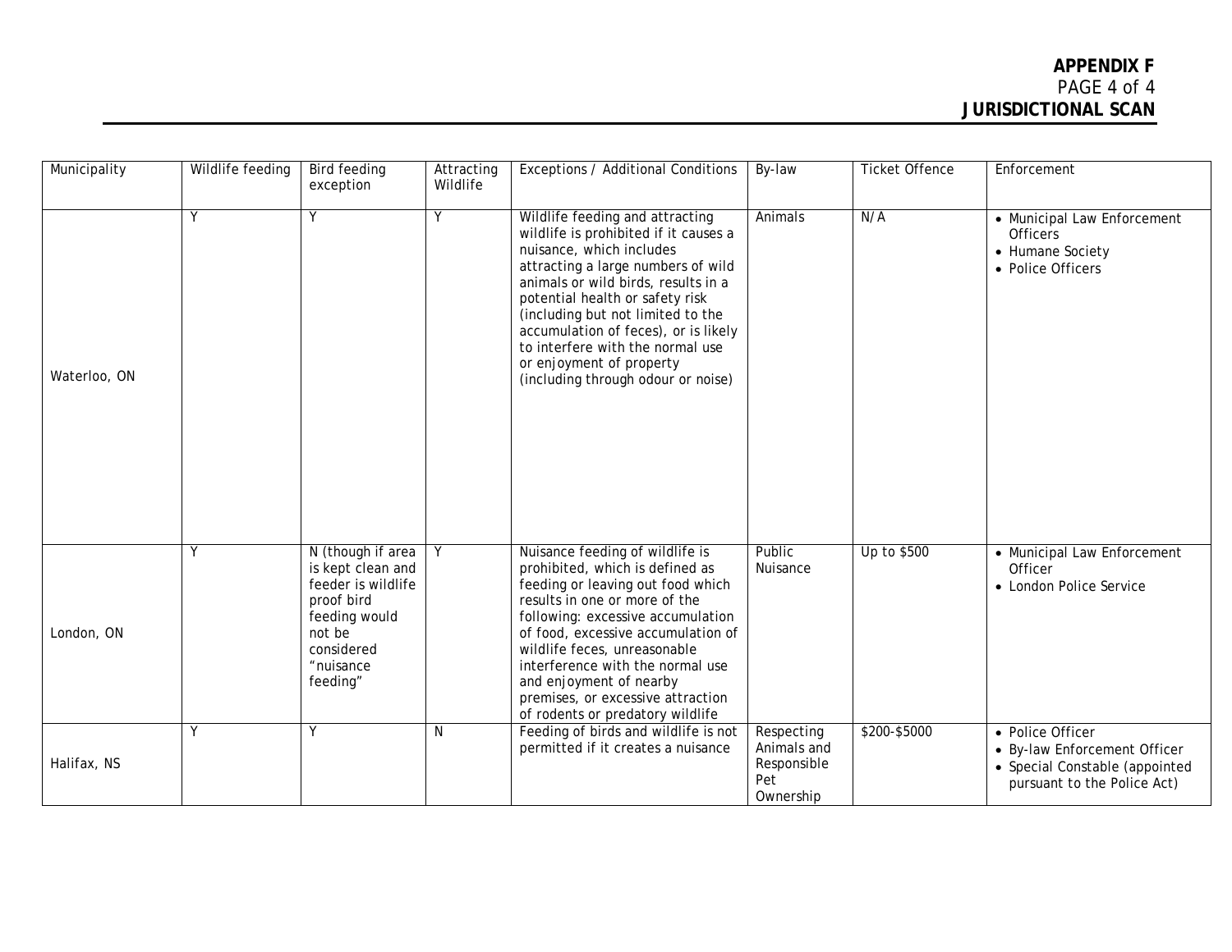| Municipality | Wildlife feeding | Bird feeding exception | Attracting Wildlife | Exceptions / Additional Conditions | By-law | Ticket Offence | Enforcement |
|---|---|---|---|---|---|---|---|
| Waterloo, ON | Y | Y | Y | Wildlife feeding and attracting wildlife is prohibited if it causes a nuisance, which includes attracting a large numbers of wild animals or wild birds, results in a potential health or safety risk (including but not limited to the accumulation of feces), or is likely to interfere with the normal use or enjoyment of property (including through odour or noise) | Animals | N/A | • Municipal Law Enforcement Officers<br>• Humane Society<br>• Police Officers |
| London, ON | Y | N (though if area is kept clean and feeder is wildlife proof bird feeding would not be considered "nuisance feeding" | Y | Nuisance feeding of wildlife is prohibited, which is defined as feeding or leaving out food which results in one or more of the following: excessive accumulation of food, excessive accumulation of wildlife feces, unreasonable interference with the normal use and enjoyment of nearby premises, or excessive attraction of rodents or predatory wildlife | Public Nuisance | Up to $500 | • Municipal Law Enforcement Officer<br>• London Police Service |
| Halifax, NS | Y | Y | N | Feeding of birds and wildlife is not permitted if it creates a nuisance | Respecting Animals and Responsible Pet Ownership | $200-$5000 | • Police Officer<br>• By-law Enforcement Officer<br>• Special Constable (appointed pursuant to the Police Act) |